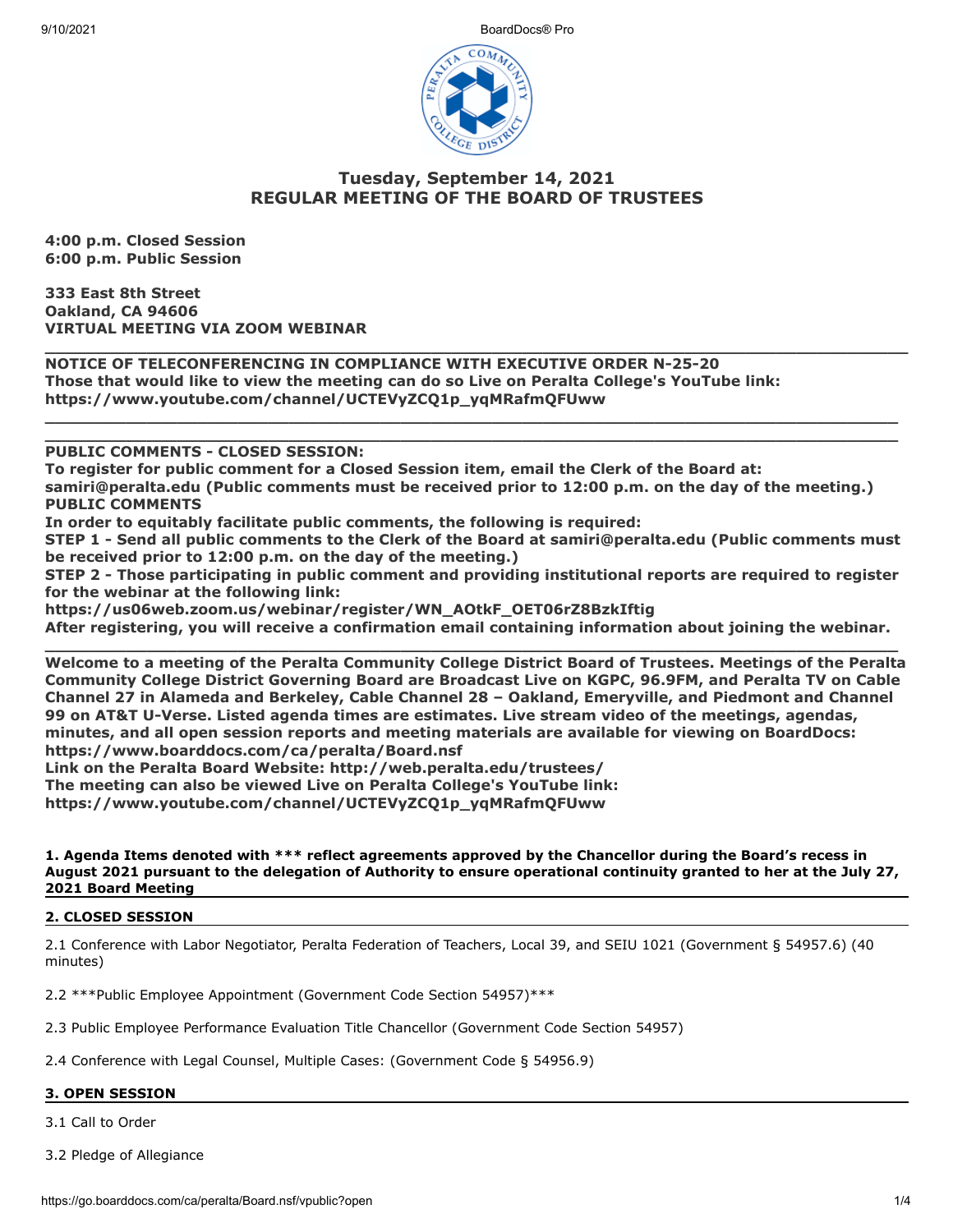# Tuesday, September 14, 2021
# REGULAR MEETING OF THE BOARD OF TRUSTEES

**4:00 p.m. Closed Session**
**6:00 p.m. Public Session**

**333 East 8th Street**
**Oakland, CA 94606**
**VIRTUAL MEETING VIA ZOOM WEBINAR**

---

**NOTICE OF TELECONFERENCING IN COMPLIANCE WITH EXECUTIVE ORDER N-25-20**
**Those that would like to view the meeting can do so Live on Peralta College's YouTube link:**
**https://www.youtube.com/channel/UCTEVyZCQ1p_yqMRafmQFUww**

---

**PUBLIC COMMENTS - CLOSED SESSION:**
**To register for public comment for a Closed Session item, email the Clerk of the Board at: samiri@peralta.edu (Public comments must be received prior to 12:00 p.m. on the day of the meeting.)**
**PUBLIC COMMENTS**
**In order to equitably facilitate public comments, the following is required:**
**STEP 1 - Send all public comments to the Clerk of the Board at samiri@peralta.edu (Public comments must be received prior to 12:00 p.m. on the day of the meeting.)**
**STEP 2 - Those participating in public comment and providing institutional reports are required to register for the webinar at the following link:**
**https://us06web.zoom.us/webinar/register/WN_AOtkF_OET06rZ8BzkIftig**
**After registering, you will receive a confirmation email containing information about joining the webinar.**

---

**Welcome to a meeting of the Peralta Community College District Board of Trustees. Meetings of the Peralta Community College District Governing Board are Broadcast Live on KGPC, 96.9FM, and Peralta TV on Cable Channel 27 in Alameda and Berkeley, Cable Channel 28 – Oakland, Emeryville, and Piedmont and Channel 99 on AT&T U-Verse. Listed agenda times are estimates. Live stream video of the meetings, agendas, minutes, and all open session reports and meeting materials are available for viewing on BoardDocs: https://www.boarddocs.com/ca/peralta/Board.nsf**
**Link on the Peralta Board Website: http://web.peralta.edu/trustees/**
**The meeting can also be viewed Live on Peralta College's YouTube link:**
**https://www.youtube.com/channel/UCTEVyZCQ1p_yqMRafmQFUww**

**1. Agenda Items denoted with *** reflect agreements approved by the Chancellor during the Board's recess in August 2021 pursuant to the delegation of Authority to ensure operational continuity granted to her at the July 27, 2021 Board Meeting**

## 2. CLOSED SESSION

2.1 Conference with Labor Negotiator, Peralta Federation of Teachers, Local 39, and SEIU 1021 (Government § 54957.6) (40 minutes)

2.2 ***Public Employee Appointment (Government Code Section 54957)***

2.3 Public Employee Performance Evaluation Title Chancellor (Government Code Section 54957)

2.4 Conference with Legal Counsel, Multiple Cases: (Government Code § 54956.9)

## 3. OPEN SESSION

3.1 Call to Order

3.2 Pledge of Allegiance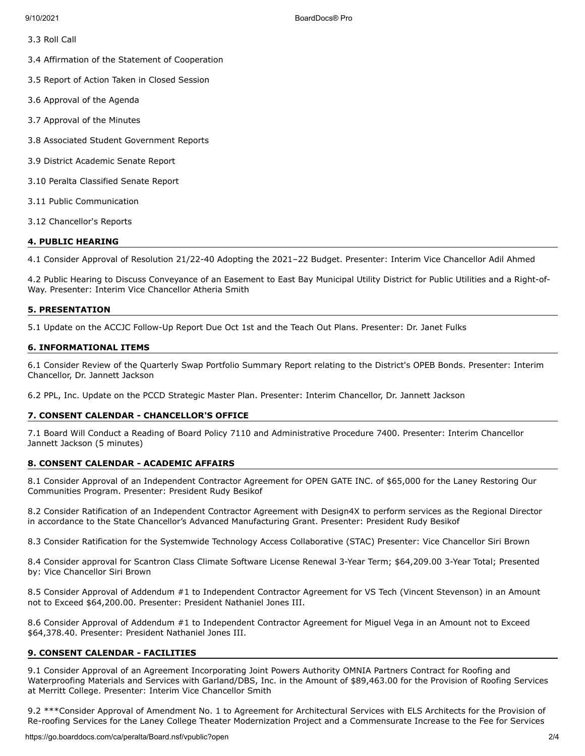3.3 Roll Call

3.4 Affirmation of the Statement of Cooperation

3.5 Report of Action Taken in Closed Session

3.6 Approval of the Agenda

3.7 Approval of the Minutes

3.8 Associated Student Government Reports

3.9 District Academic Senate Report

3.10 Peralta Classified Senate Report

3.11 Public Communication

3.12 Chancellor's Reports

**4. PUBLIC HEARING**

4.1 Consider Approval of Resolution 21/22-40 Adopting the 2021–22 Budget. Presenter: Interim Vice Chancellor Adil Ahmed

4.2 Public Hearing to Discuss Conveyance of an Easement to East Bay Municipal Utility District for Public Utilities and a Right-of-Way. Presenter: Interim Vice Chancellor Atheria Smith

**5. PRESENTATION**

5.1 Update on the ACCJC Follow-Up Report Due Oct 1st and the Teach Out Plans. Presenter: Dr. Janet Fulks

**6. INFORMATIONAL ITEMS**

6.1 Consider Review of the Quarterly Swap Portfolio Summary Report relating to the District's OPEB Bonds. Presenter: Interim Chancellor, Dr. Jannett Jackson

6.2 PPL, Inc. Update on the PCCD Strategic Master Plan. Presenter: Interim Chancellor, Dr. Jannett Jackson

**7. CONSENT CALENDAR - CHANCELLOR'S OFFICE**

7.1 Board Will Conduct a Reading of Board Policy 7110 and Administrative Procedure 7400. Presenter: Interim Chancellor Jannett Jackson (5 minutes)

**8. CONSENT CALENDAR - ACADEMIC AFFAIRS**

8.1 Consider Approval of an Independent Contractor Agreement for OPEN GATE INC. of $65,000 for the Laney Restoring Our Communities Program. Presenter: President Rudy Besikof

8.2 Consider Ratification of an Independent Contractor Agreement with Design4X to perform services as the Regional Director in accordance to the State Chancellor's Advanced Manufacturing Grant. Presenter: President Rudy Besikof

8.3 Consider Ratification for the Systemwide Technology Access Collaborative (STAC) Presenter: Vice Chancellor Siri Brown

8.4 Consider approval for Scantron Class Climate Software License Renewal 3-Year Term; $64,209.00 3-Year Total; Presented by: Vice Chancellor Siri Brown

8.5 Consider Approval of Addendum #1 to Independent Contractor Agreement for VS Tech (Vincent Stevenson) in an Amount not to Exceed $64,200.00. Presenter: President Nathaniel Jones III.

8.6 Consider Approval of Addendum #1 to Independent Contractor Agreement for Miguel Vega in an Amount not to Exceed $64,378.40. Presenter: President Nathaniel Jones III.

**9. CONSENT CALENDAR - FACILITIES**

9.1 Consider Approval of an Agreement Incorporating Joint Powers Authority OMNIA Partners Contract for Roofing and Waterproofing Materials and Services with Garland/DBS, Inc. in the Amount of $89,463.00 for the Provision of Roofing Services at Merritt College. Presenter: Interim Vice Chancellor Smith

9.2 ***Consider Approval of Amendment No. 1 to Agreement for Architectural Services with ELS Architects for the Provision of Re-roofing Services for the Laney College Theater Modernization Project and a Commensurate Increase to the Fee for Services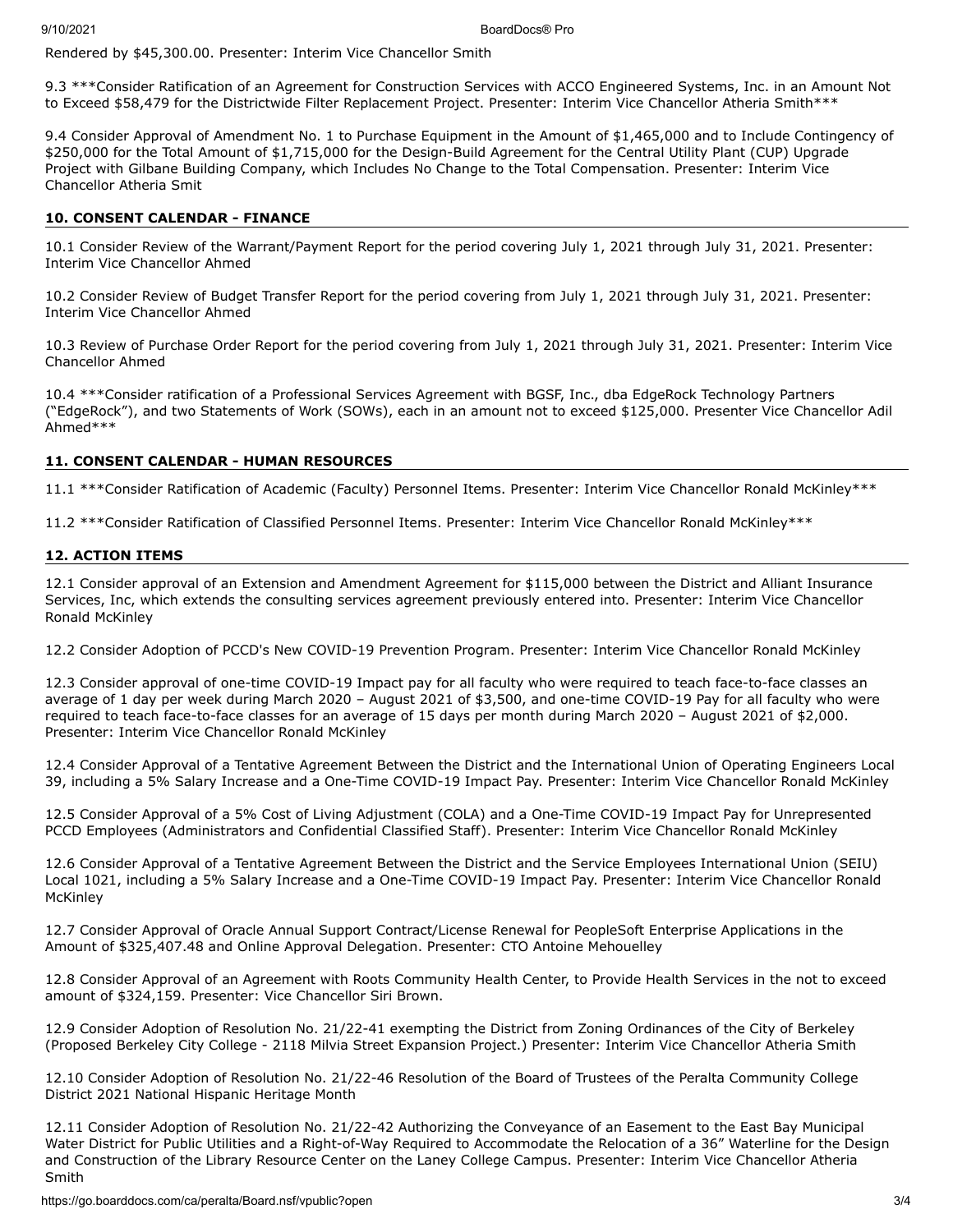Rendered by $45,300.00. Presenter: Interim Vice Chancellor Smith

9.3 ***Consider Ratification of an Agreement for Construction Services with ACCO Engineered Systems, Inc. in an Amount Not to Exceed $58,479 for the Districtwide Filter Replacement Project. Presenter: Interim Vice Chancellor Atheria Smith***

9.4 Consider Approval of Amendment No. 1 to Purchase Equipment in the Amount of $1,465,000 and to Include Contingency of $250,000 for the Total Amount of $1,715,000 for the Design-Build Agreement for the Central Utility Plant (CUP) Upgrade Project with Gilbane Building Company, which Includes No Change to the Total Compensation. Presenter: Interim Vice Chancellor Atheria Smit

### 10. CONSENT CALENDAR - FINANCE

10.1 Consider Review of the Warrant/Payment Report for the period covering July 1, 2021 through July 31, 2021. Presenter: Interim Vice Chancellor Ahmed

10.2 Consider Review of Budget Transfer Report for the period covering from July 1, 2021 through July 31, 2021. Presenter: Interim Vice Chancellor Ahmed

10.3 Review of Purchase Order Report for the period covering from July 1, 2021 through July 31, 2021. Presenter: Interim Vice Chancellor Ahmed

10.4 ***Consider ratification of a Professional Services Agreement with BGSF, Inc., dba EdgeRock Technology Partners ("EdgeRock"), and two Statements of Work (SOWs), each in an amount not to exceed $125,000. Presenter Vice Chancellor Adil Ahmed***

### 11. CONSENT CALENDAR - HUMAN RESOURCES

11.1 ***Consider Ratification of Academic (Faculty) Personnel Items. Presenter: Interim Vice Chancellor Ronald McKinley***

11.2 ***Consider Ratification of Classified Personnel Items. Presenter: Interim Vice Chancellor Ronald McKinley***

### 12. ACTION ITEMS

12.1 Consider approval of an Extension and Amendment Agreement for $115,000 between the District and Alliant Insurance Services, Inc, which extends the consulting services agreement previously entered into. Presenter: Interim Vice Chancellor Ronald McKinley

12.2 Consider Adoption of PCCD's New COVID-19 Prevention Program. Presenter: Interim Vice Chancellor Ronald McKinley

12.3 Consider approval of one-time COVID-19 Impact pay for all faculty who were required to teach face-to-face classes an average of 1 day per week during March 2020 – August 2021 of $3,500, and one-time COVID-19 Pay for all faculty who were required to teach face-to-face classes for an average of 15 days per month during March 2020 – August 2021 of $2,000. Presenter: Interim Vice Chancellor Ronald McKinley

12.4 Consider Approval of a Tentative Agreement Between the District and the International Union of Operating Engineers Local 39, including a 5% Salary Increase and a One-Time COVID-19 Impact Pay. Presenter: Interim Vice Chancellor Ronald McKinley

12.5 Consider Approval of a 5% Cost of Living Adjustment (COLA) and a One-Time COVID-19 Impact Pay for Unrepresented PCCD Employees (Administrators and Confidential Classified Staff). Presenter: Interim Vice Chancellor Ronald McKinley

12.6 Consider Approval of a Tentative Agreement Between the District and the Service Employees International Union (SEIU) Local 1021, including a 5% Salary Increase and a One-Time COVID-19 Impact Pay. Presenter: Interim Vice Chancellor Ronald McKinley

12.7 Consider Approval of Oracle Annual Support Contract/License Renewal for PeopleSoft Enterprise Applications in the Amount of $325,407.48 and Online Approval Delegation. Presenter: CTO Antoine Mehouelley

12.8 Consider Approval of an Agreement with Roots Community Health Center, to Provide Health Services in the not to exceed amount of $324,159. Presenter: Vice Chancellor Siri Brown.

12.9 Consider Adoption of Resolution No. 21/22-41 exempting the District from Zoning Ordinances of the City of Berkeley (Proposed Berkeley City College - 2118 Milvia Street Expansion Project.) Presenter: Interim Vice Chancellor Atheria Smith

12.10 Consider Adoption of Resolution No. 21/22-46 Resolution of the Board of Trustees of the Peralta Community College District 2021 National Hispanic Heritage Month

12.11 Consider Adoption of Resolution No. 21/22-42 Authorizing the Conveyance of an Easement to the East Bay Municipal Water District for Public Utilities and a Right-of-Way Required to Accommodate the Relocation of a 36" Waterline for the Design and Construction of the Library Resource Center on the Laney College Campus. Presenter: Interim Vice Chancellor Atheria Smith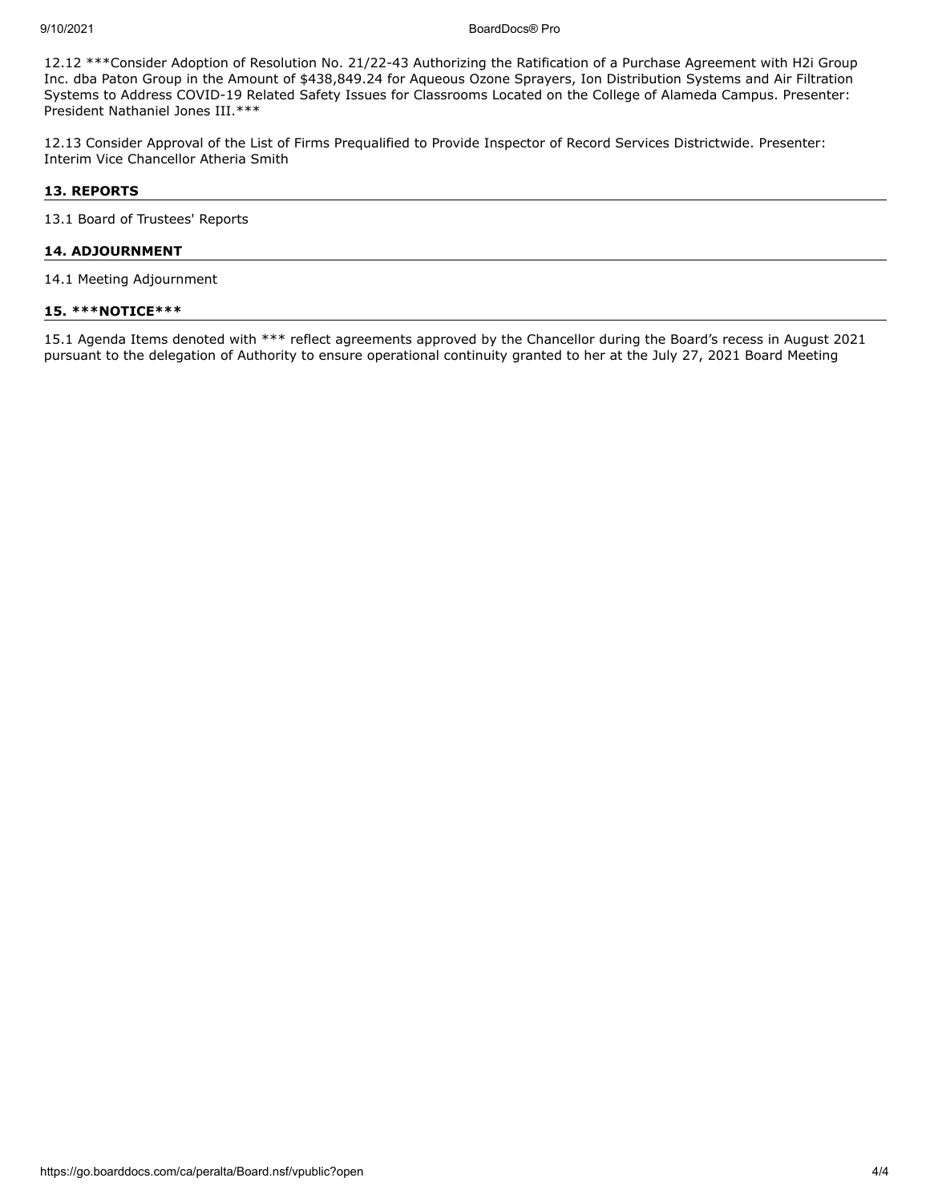12.12 ***Consider Adoption of Resolution No. 21/22-43 Authorizing the Ratification of a Purchase Agreement with H2i Group Inc. dba Paton Group in the Amount of $438,849.24 for Aqueous Ozone Sprayers, Ion Distribution Systems and Air Filtration Systems to Address COVID-19 Related Safety Issues for Classrooms Located on the College of Alameda Campus. Presenter: President Nathaniel Jones III.***

12.13 Consider Approval of the List of Firms Prequalified to Provide Inspector of Record Services Districtwide. Presenter: Interim Vice Chancellor Atheria Smith

## 13. REPORTS

13.1 Board of Trustees' Reports

## 14. ADJOURNMENT

14.1 Meeting Adjournment

## 15. ***NOTICE***

15.1 Agenda Items denoted with *** reflect agreements approved by the Chancellor during the Board's recess in August 2021 pursuant to the delegation of Authority to ensure operational continuity granted to her at the July 27, 2021 Board Meeting